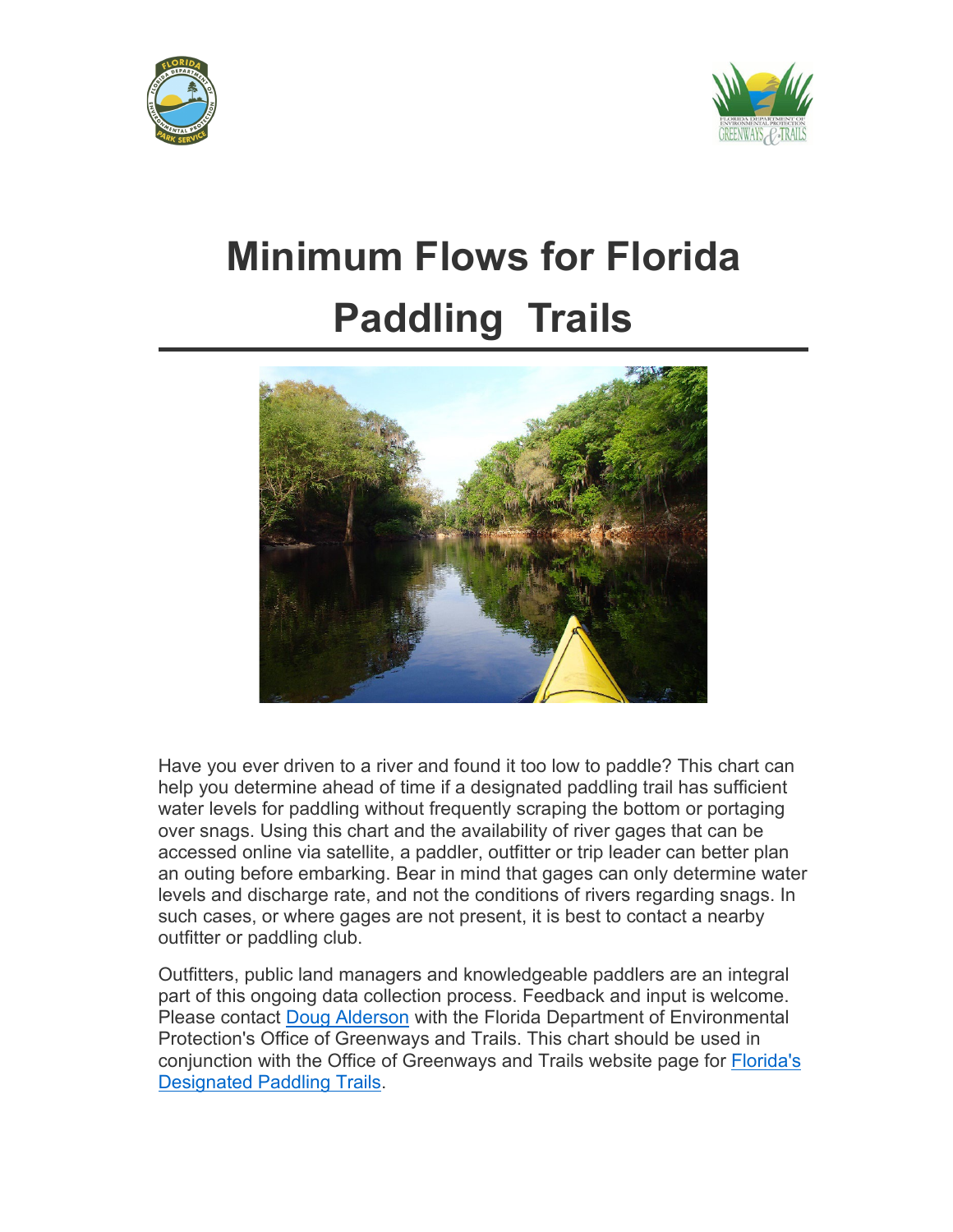# Minimum Flows for Florida Paddling Trails

Have you ever driven to a river and found it too low to paddle? This chart can help you determine ahead of time if a designated paddling trail has sufficient water levels for paddling without frequently scraping the bottom or portaging over snags. Using this chart and the availability of river gages that can be accessed online via satellite, a paddler, outfitter or trip leader can better plan an outing before embarking. Bear in mind that gages can only determine water levels and discharge rate, and not the conditions of rivers regarding snags. In such cases, or where gages are not present, it is best to contact a nearby outfitter or paddling club.

Outfitters, public land managers and knowledgeable paddlers are an integral part of this ongoing data collection process. Feedback and input is welcome. Please contact Doug Alderson with the Florida Department of Environmental Protection's Office of Greenways and Trails. This chart should be used in conjunction with the Office of Greenways and Trails website page for Florida's Designated Paddling Trails.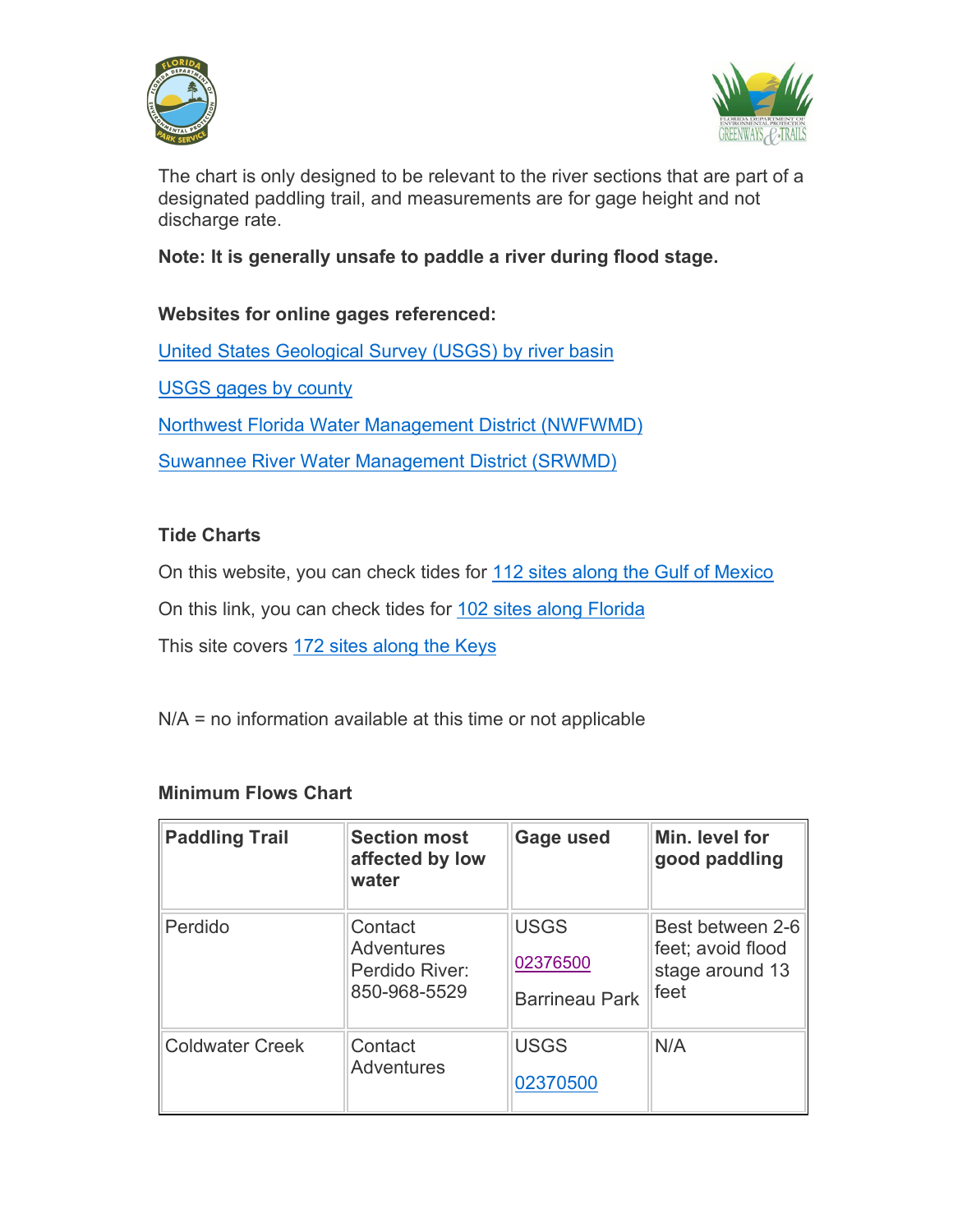The chart is only designed to be relevant to the river sections that are part of a designated paddling trail, and measurements are for gage height and not discharge rate.

**Note: It is generally unsafe to paddle a river during flood stage.**

**Websites for online gages referenced:**

United States Geological Survey (USGS) by river basin

USGS gages by county

Northwest Florida Water Management District (NWFWMD)

Suwannee River Water Management District (SRWMD)

**Tide Charts**

On this website, you can check tides for 112 sites along the Gulf of Mexico

On this link, you can check tides for 102 sites along Florida

This site covers 172 sites along the Keys

N/A = no information available at this time or not applicable

**Minimum Flows Chart**

| Paddling Trail | Section most affected by low water | Gage used | Min. level for good paddling |
|---|---|---|---|
| Perdido | Contact Adventures Perdido River: 850-968-5529 | USGS 02376500 Barrineau Park | Best between 2-6 feet; avoid flood stage around 13 feet |
| Coldwater Creek | Contact Adventures | USGS 02370500 | N/A |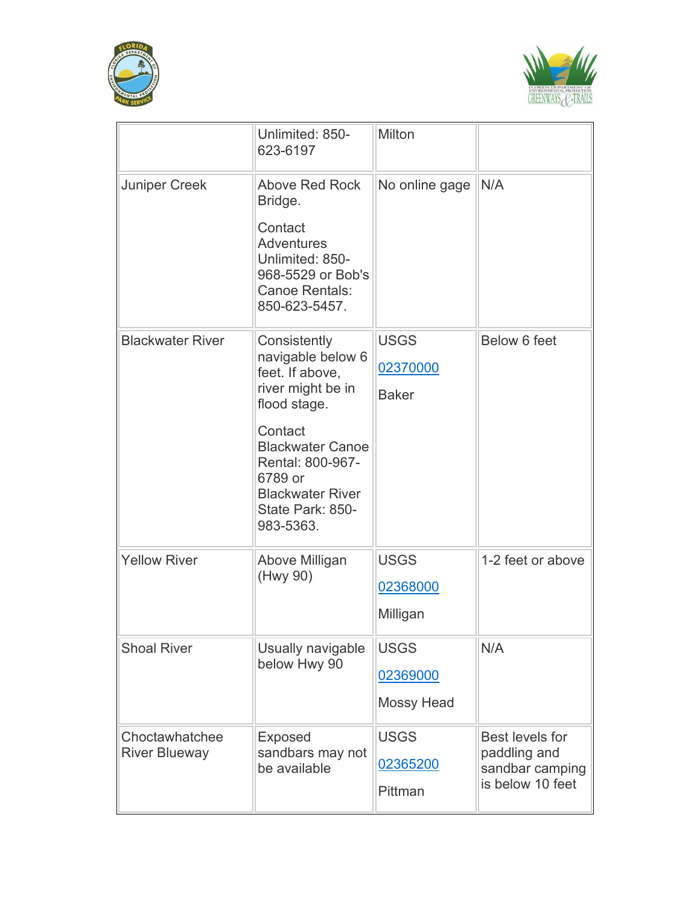| | | | |
|---|---|---|---|
| | Unlimited: 850-623-6197 | Milton | |
| Juniper Creek | Above Red Rock Bridge.<br><br>Contact Adventures Unlimited: 850-968-5529 or Bob's Canoe Rentals: 850-623-5457. | No online gage | N/A |
| Blackwater River | Consistently navigable below 6 feet. If above, river might be in flood stage.<br><br>Contact Blackwater Canoe Rental: 800-967-6789 or Blackwater River State Park: 850-983-5363. | USGS<br><br>02370000<br><br>Baker | Below 6 feet |
| Yellow River | Above Milligan (Hwy 90) | USGS<br><br>02368000<br><br>Milligan | 1-2 feet or above |
| Shoal River | Usually navigable below Hwy 90 | USGS<br><br>02369000<br><br>Mossy Head | N/A |
| Choctawhatchee River Blueway | Exposed sandbars may not be available | USGS<br><br>02365200<br><br>Pittman | Best levels for paddling and sandbar camping is below 10 feet |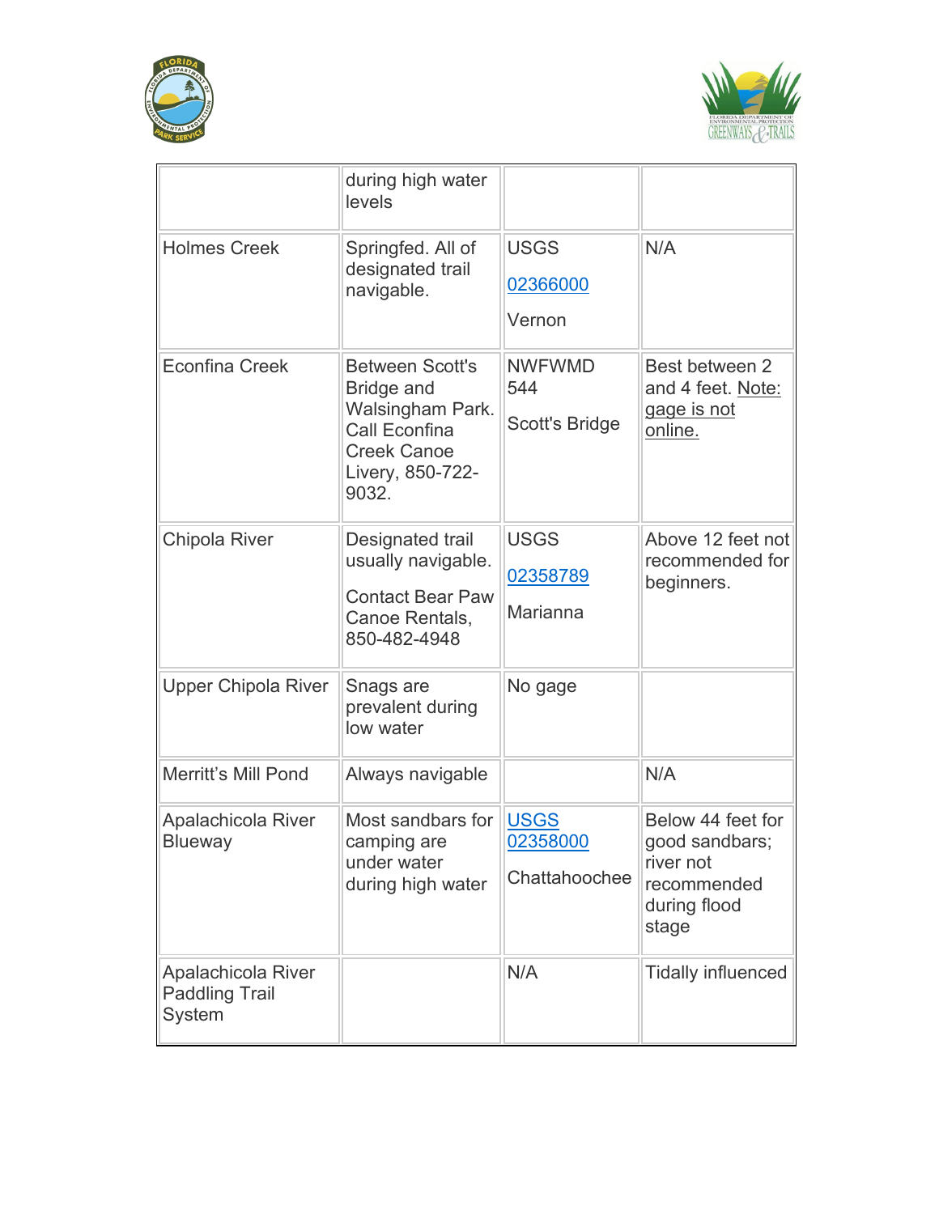| | | | |
|---|---|---|---|
| | during high water levels | | |
| Holmes Creek | Springfed. All of designated trail navigable. | USGS 02366000 Vernon | N/A |
| Econfina Creek | Between Scott's Bridge and Walsingham Park. Call Econfina Creek Canoe Livery, 850-722-9032. | NWFWMD 544 Scott's Bridge | Best between 2 and 4 feet. Note: gage is not online. |
| Chipola River | Designated trail usually navigable. Contact Bear Paw Canoe Rentals, 850-482-4948 | USGS 02358789 Marianna | Above 12 feet not recommended for beginners. |
| Upper Chipola River | Snags are prevalent during low water | No gage | |
| Merritt's Mill Pond | Always navigable | | N/A |
| Apalachicola River Blueway | Most sandbars for camping are under water during high water | USGS 02358000 Chattahoochee | Below 44 feet for good sandbars; river not recommended during flood stage |
| Apalachicola River Paddling Trail System | | N/A | Tidally influenced |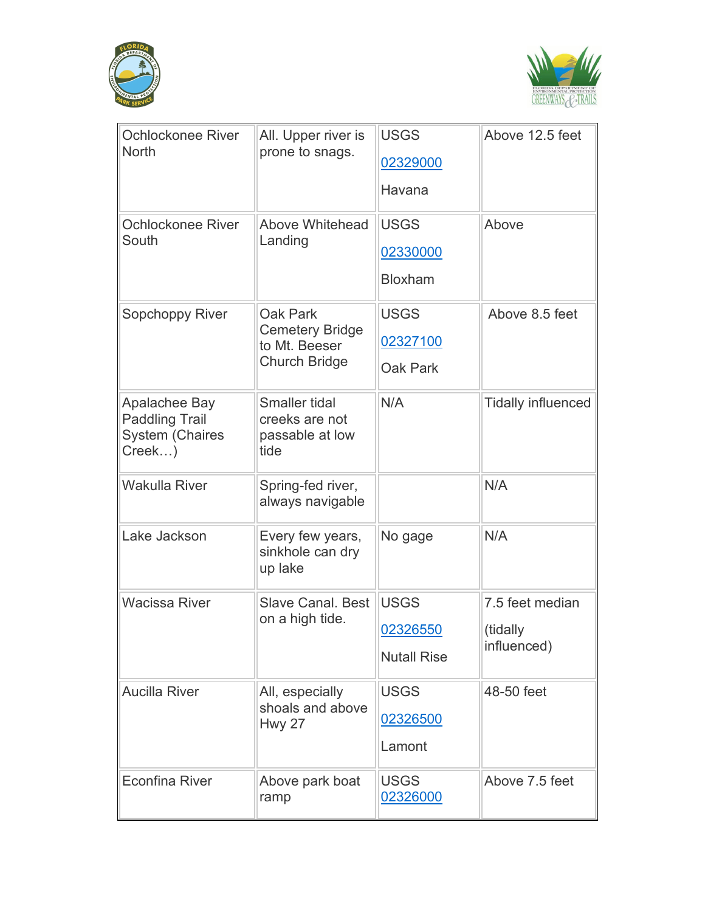| | | | |
|---|---|---|---|
| Ochlockonee River North | All. Upper river is prone to snags. | USGS 02329000 Havana | Above 12.5 feet |
| Ochlockonee River South | Above Whitehead Landing | USGS 02330000 Bloxham | Above |
| Sopchoppy River | Oak Park Cemetery Bridge to Mt. Beeser Church Bridge | USGS 02327100 Oak Park | Above 8.5 feet |
| Apalachee Bay Paddling Trail System (Chaires Creek…) | Smaller tidal creeks are not passable at low tide | N/A | Tidally influenced |
| Wakulla River | Spring-fed river, always navigable | | N/A |
| Lake Jackson | Every few years, sinkhole can dry up lake | No gage | N/A |
| Wacissa River | Slave Canal. Best on a high tide. | USGS 02326550 Nutall Rise | 7.5 feet median (tidally influenced) |
| Aucilla River | All, especially shoals and above Hwy 27 | USGS 02326500 Lamont | 48-50 feet |
| Econfina River | Above park boat ramp | USGS 02326000 | Above 7.5 feet |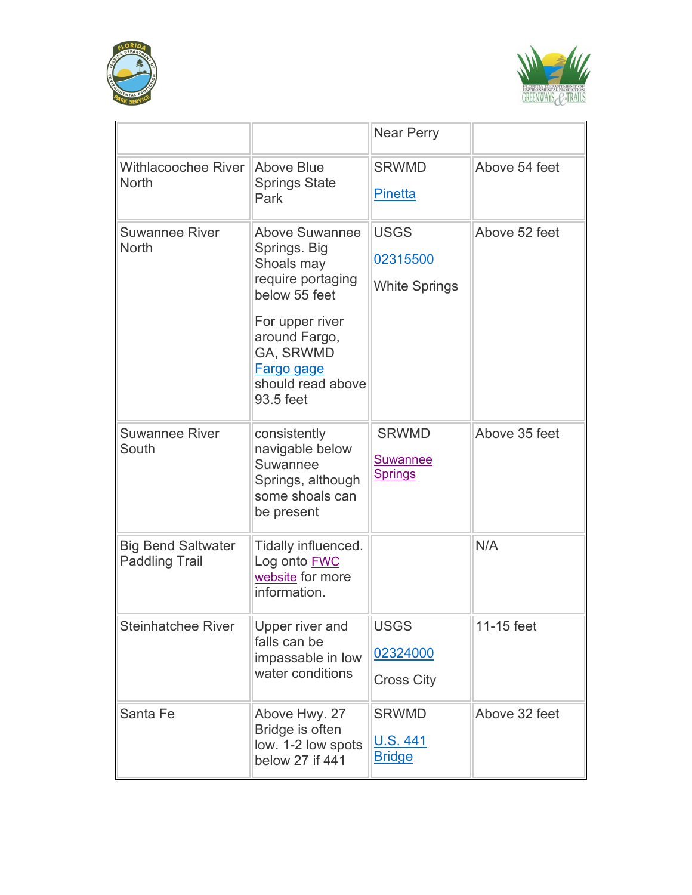| | | | |
|---|---|---|---|
| | | Near Perry | |
| Withlacoochee River North | Above Blue Springs State Park | SRWMD<br><br>Pinetta | Above 54 feet |
| Suwannee River North | Above Suwannee Springs. Big Shoals may require portaging below 55 feet<br><br>For upper river around Fargo, GA, SRWMD Fargo gage should read above 93.5 feet | USGS<br><br>02315500<br><br>White Springs | Above 52 feet |
| Suwannee River South | consistently navigable below Suwannee Springs, although some shoals can be present | SRWMD<br><br>Suwannee Springs | Above 35 feet |
| Big Bend Saltwater Paddling Trail | Tidally influenced. Log onto FWC website for more information. | | N/A |
| Steinhatchee River | Upper river and falls can be impassable in low water conditions | USGS<br><br>02324000<br><br>Cross City | 11-15 feet |
| Santa Fe | Above Hwy. 27 Bridge is often low. 1-2 low spots below 27 if 441 | SRWMD<br><br>U.S. 441 Bridge | Above 32 feet |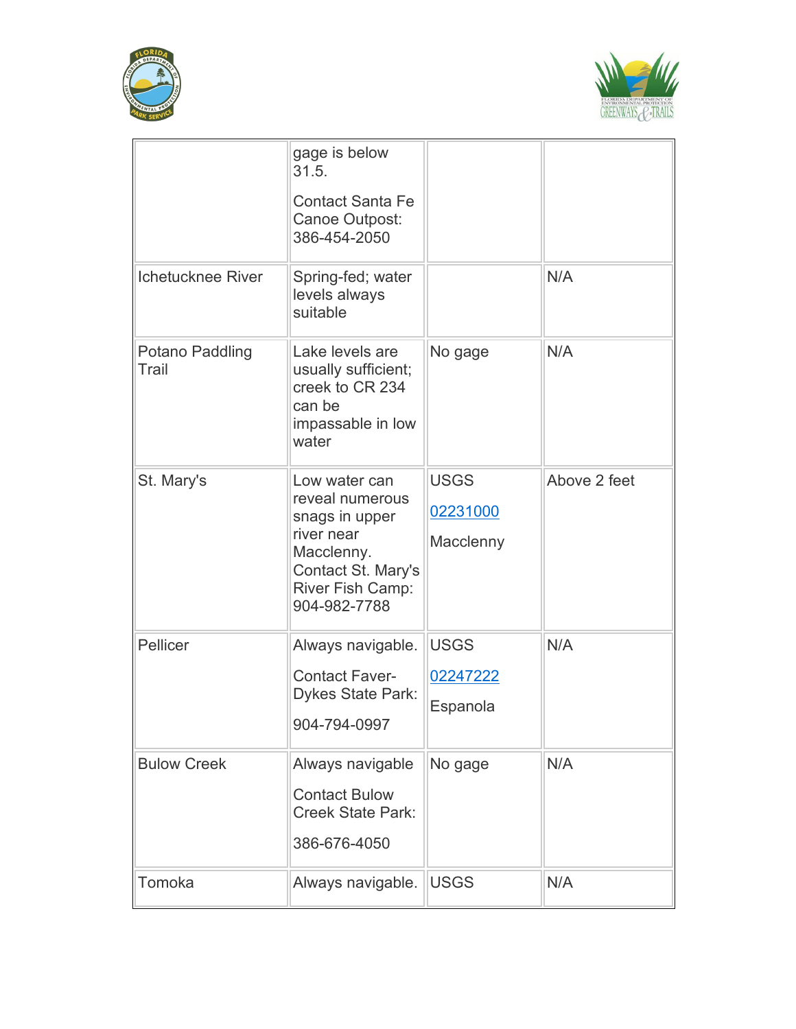| | | | |
|---|---|---|---|
| | gage is below 31.5. Contact Santa Fe Canoe Outpost: 386-454-2050 | | |
| Ichetucknee River | Spring-fed; water levels always suitable | | N/A |
| Potano Paddling Trail | Lake levels are usually sufficient; creek to CR 234 can be impassable in low water | No gage | N/A |
| St. Mary's | Low water can reveal numerous snags in upper river near Macclenny. Contact St. Mary's River Fish Camp: 904-982-7788 | USGS 02231000 Macclenny | Above 2 feet |
| Pellicer | Always navigable. Contact Faver-Dykes State Park: 904-794-0997 | USGS 02247222 Espanola | N/A |
| Bulow Creek | Always navigable Contact Bulow Creek State Park: 386-676-4050 | No gage | N/A |
| Tomoka | Always navigable. | USGS | N/A |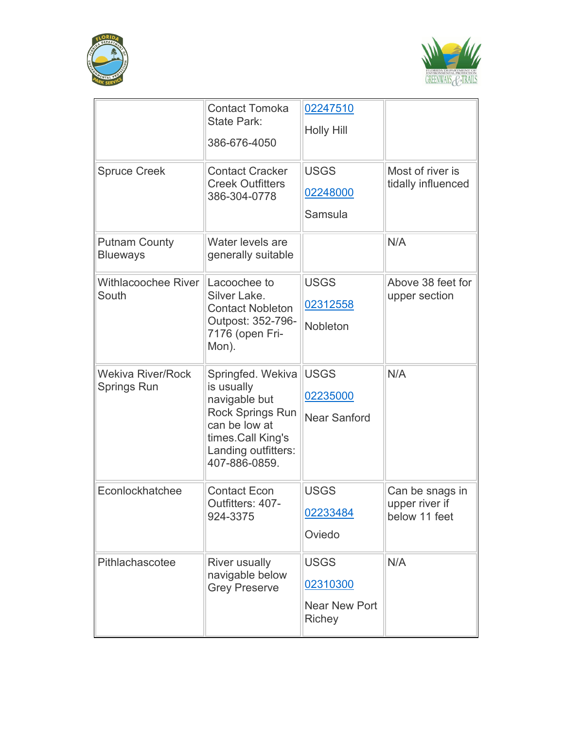| | | | |
|---|---|---|---|
| | Contact Tomoka State Park:<br><br>386-676-4050 | 02247510<br><br>Holly Hill | |
| Spruce Creek | Contact Cracker Creek Outfitters 386-304-0778 | USGS<br><br>02248000<br><br>Samsula | Most of river is tidally influenced |
| Putnam County Blueways | Water levels are generally suitable | | N/A |
| Withlacoochee River South | Lacoochee to Silver Lake. Contact Nobleton Outpost: 352-796-7176 (open Fri-Mon). | USGS<br><br>02312558<br><br>Nobleton | Above 38 feet for upper section |
| Wekiva River/Rock Springs Run | Springfed. Wekiva is usually navigable but Rock Springs Run can be low at times.Call King's Landing outfitters: 407-886-0859. | USGS<br><br>02235000<br><br>Near Sanford | N/A |
| Econlockhatchee | Contact Econ Outfitters: 407-924-3375 | USGS<br><br>02233484<br><br>Oviedo | Can be snags in upper river if below 11 feet |
| Pithlachascotee | River usually navigable below Grey Preserve | USGS<br><br>02310300<br><br>Near New Port Richey | N/A |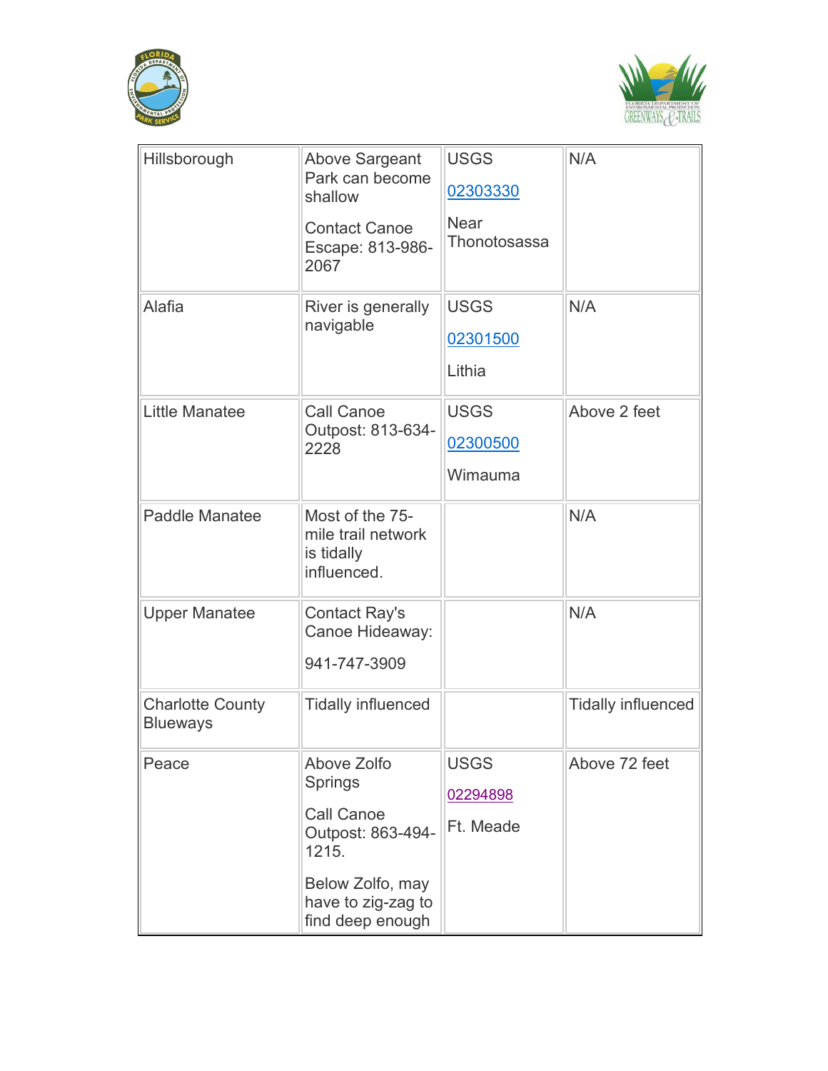| | | | |
|---|---|---|---|
| Hillsborough | Above Sargeant Park can become shallow<br><br>Contact Canoe Escape: 813-986-2067 | USGS<br><br>02303330<br><br>Near Thonotosassa | N/A |
| Alafia | River is generally navigable | USGS<br><br>02301500<br><br>Lithia | N/A |
| Little Manatee | Call Canoe Outpost: 813-634-2228 | USGS<br><br>02300500<br><br>Wimauma | Above 2 feet |
| Paddle Manatee | Most of the 75-mile trail network is tidally influenced. | | N/A |
| Upper Manatee | Contact Ray's Canoe Hideaway:<br><br>941-747-3909 | | N/A |
| Charlotte County Blueways | Tidally influenced | | Tidally influenced |
| Peace | Above Zolfo Springs<br><br>Call Canoe Outpost: 863-494-1215.<br><br>Below Zolfo, may have to zig-zag to find deep enough | USGS<br><br>02294898<br><br>Ft. Meade | Above 72 feet |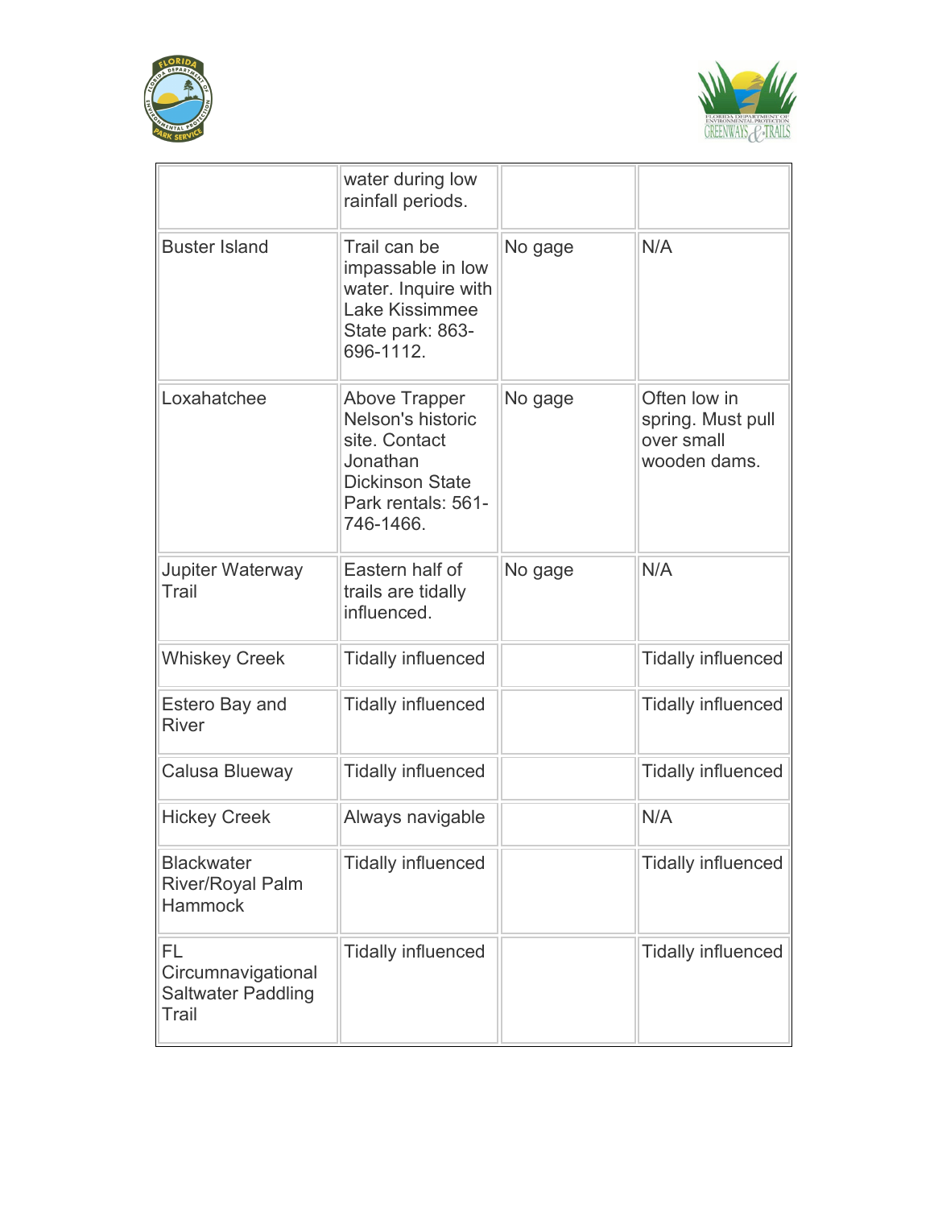| | | | |
|---|---|---|---|
| | water during low rainfall periods. | | |
| Buster Island | Trail can be impassable in low water. Inquire with Lake Kissimmee State park: 863-696-1112. | No gage | N/A |
| Loxahatchee | Above Trapper Nelson's historic site. Contact Jonathan Dickinson State Park rentals: 561-746-1466. | No gage | Often low in spring. Must pull over small wooden dams. |
| Jupiter Waterway Trail | Eastern half of trails are tidally influenced. | No gage | N/A |
| Whiskey Creek | Tidally influenced | | Tidally influenced |
| Estero Bay and River | Tidally influenced | | Tidally influenced |
| Calusa Blueway | Tidally influenced | | Tidally influenced |
| Hickey Creek | Always navigable | | N/A |
| Blackwater River/Royal Palm Hammock | Tidally influenced | | Tidally influenced |
| FL Circumnavigational Saltwater Paddling Trail | Tidally influenced | | Tidally influenced |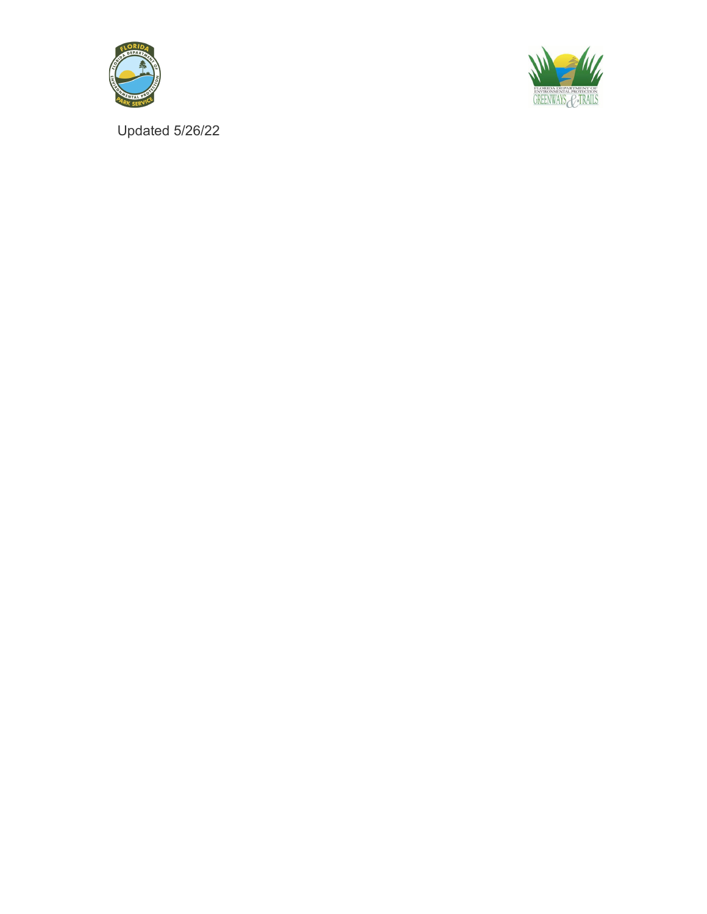Updated 5/26/22